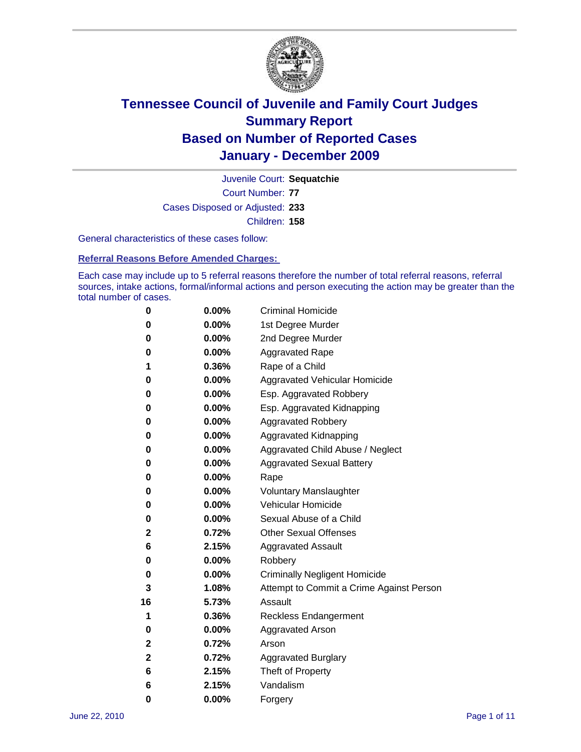# Tennessee Council of Juvenile and Family Court Judges
## Summary Report
## Based on Number of Reported Cases
## January - December 2009

Juvenile Court: **Sequatchie**

Court Number: **77**

Cases Disposed or Adjusted: **233**

Children: **158**

General characteristics of these cases follow:

### Referral Reasons Before Amended Charges:

Each case may include up to 5 referral reasons therefore the number of total referral reasons, referral sources, intake actions, formal/informal actions and person executing the action may be greater than the total number of cases.

| | | |
|---|---|---|
| 0 | 0.00% | Criminal Homicide |
| 0 | 0.00% | 1st Degree Murder |
| 0 | 0.00% | 2nd Degree Murder |
| 0 | 0.00% | Aggravated Rape |
| 1 | 0.36% | Rape of a Child |
| 0 | 0.00% | Aggravated Vehicular Homicide |
| 0 | 0.00% | Esp. Aggravated Robbery |
| 0 | 0.00% | Esp. Aggravated Kidnapping |
| 0 | 0.00% | Aggravated Robbery |
| 0 | 0.00% | Aggravated Kidnapping |
| 0 | 0.00% | Aggravated Child Abuse / Neglect |
| 0 | 0.00% | Aggravated Sexual Battery |
| 0 | 0.00% | Rape |
| 0 | 0.00% | Voluntary Manslaughter |
| 0 | 0.00% | Vehicular Homicide |
| 0 | 0.00% | Sexual Abuse of a Child |
| 2 | 0.72% | Other Sexual Offenses |
| 6 | 2.15% | Aggravated Assault |
| 0 | 0.00% | Robbery |
| 0 | 0.00% | Criminally Negligent Homicide |
| 3 | 1.08% | Attempt to Commit a Crime Against Person |
| 16 | 5.73% | Assault |
| 1 | 0.36% | Reckless Endangerment |
| 0 | 0.00% | Aggravated Arson |
| 2 | 0.72% | Arson |
| 2 | 0.72% | Aggravated Burglary |
| 6 | 2.15% | Theft of Property |
| 6 | 2.15% | Vandalism |
| 0 | 0.00% | Forgery |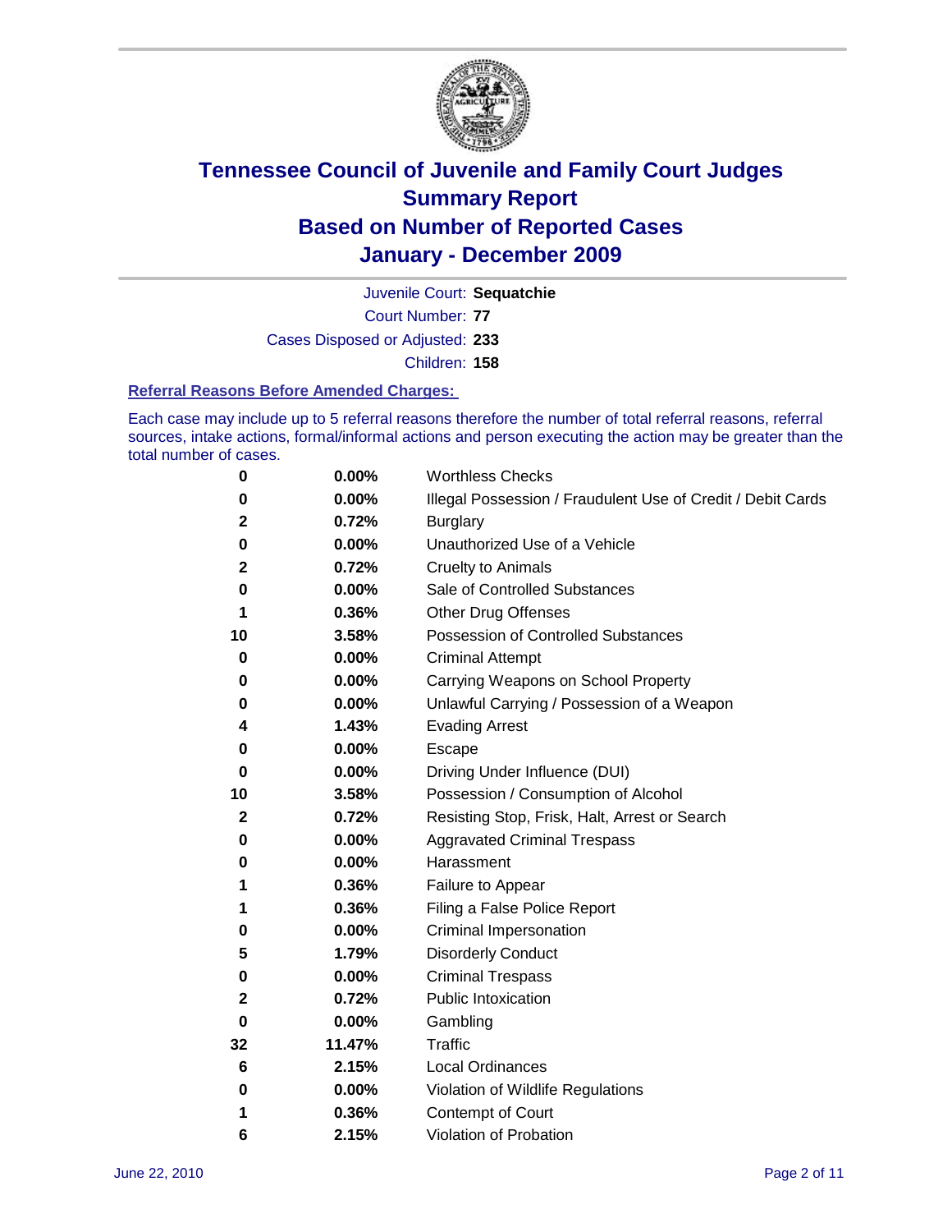# Tennessee Council of Juvenile and Family Court Judges
## Summary Report
## Based on Number of Reported Cases
## January - December 2009

Juvenile Court: **Sequatchie**
Court Number: **77**
Cases Disposed or Adjusted: **233**
Children: **158**

### Referral Reasons Before Amended Charges:

Each case may include up to 5 referral reasons therefore the number of total referral reasons, referral sources, intake actions, formal/informal actions and person executing the action may be greater than the total number of cases.

| | | |
|---|---|---|
| 0 | 0.00% | Worthless Checks |
| 0 | 0.00% | Illegal Possession / Fraudulent Use of Credit / Debit Cards |
| 2 | 0.72% | Burglary |
| 0 | 0.00% | Unauthorized Use of a Vehicle |
| 2 | 0.72% | Cruelty to Animals |
| 0 | 0.00% | Sale of Controlled Substances |
| 1 | 0.36% | Other Drug Offenses |
| 10 | 3.58% | Possession of Controlled Substances |
| 0 | 0.00% | Criminal Attempt |
| 0 | 0.00% | Carrying Weapons on School Property |
| 0 | 0.00% | Unlawful Carrying / Possession of a Weapon |
| 4 | 1.43% | Evading Arrest |
| 0 | 0.00% | Escape |
| 0 | 0.00% | Driving Under Influence (DUI) |
| 10 | 3.58% | Possession / Consumption of Alcohol |
| 2 | 0.72% | Resisting Stop, Frisk, Halt, Arrest or Search |
| 0 | 0.00% | Aggravated Criminal Trespass |
| 0 | 0.00% | Harassment |
| 1 | 0.36% | Failure to Appear |
| 1 | 0.36% | Filing a False Police Report |
| 0 | 0.00% | Criminal Impersonation |
| 5 | 1.79% | Disorderly Conduct |
| 0 | 0.00% | Criminal Trespass |
| 2 | 0.72% | Public Intoxication |
| 0 | 0.00% | Gambling |
| 32 | 11.47% | Traffic |
| 6 | 2.15% | Local Ordinances |
| 0 | 0.00% | Violation of Wildlife Regulations |
| 1 | 0.36% | Contempt of Court |
| 6 | 2.15% | Violation of Probation |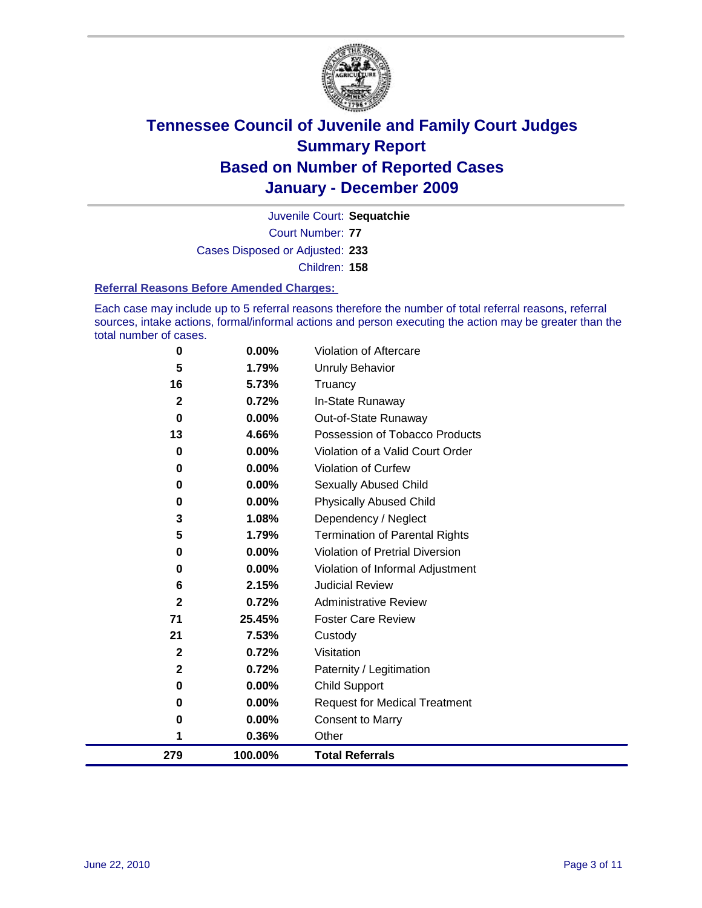# Tennessee Council of Juvenile and Family Court Judges
## Summary Report
## Based on Number of Reported Cases
## January - December 2009

Juvenile Court: **Sequatchie**
Court Number: **77**
Cases Disposed or Adjusted: **233**
Children: **158**

### Referral Reasons Before Amended Charges:

Each case may include up to 5 referral reasons therefore the number of total referral reasons, referral sources, intake actions, formal/informal actions and person executing the action may be greater than the total number of cases.

| | | |
|---|---|---|
| 0 | 0.00% | Violation of Aftercare |
| 5 | 1.79% | Unruly Behavior |
| 16 | 5.73% | Truancy |
| 2 | 0.72% | In-State Runaway |
| 0 | 0.00% | Out-of-State Runaway |
| 13 | 4.66% | Possession of Tobacco Products |
| 0 | 0.00% | Violation of a Valid Court Order |
| 0 | 0.00% | Violation of Curfew |
| 0 | 0.00% | Sexually Abused Child |
| 0 | 0.00% | Physically Abused Child |
| 3 | 1.08% | Dependency / Neglect |
| 5 | 1.79% | Termination of Parental Rights |
| 0 | 0.00% | Violation of Pretrial Diversion |
| 0 | 0.00% | Violation of Informal Adjustment |
| 6 | 2.15% | Judicial Review |
| 2 | 0.72% | Administrative Review |
| 71 | 25.45% | Foster Care Review |
| 21 | 7.53% | Custody |
| 2 | 0.72% | Visitation |
| 2 | 0.72% | Paternity / Legitimation |
| 0 | 0.00% | Child Support |
| 0 | 0.00% | Request for Medical Treatment |
| 0 | 0.00% | Consent to Marry |
| 1 | 0.36% | Other |
| **279** | **100.00%** | **Total Referrals** |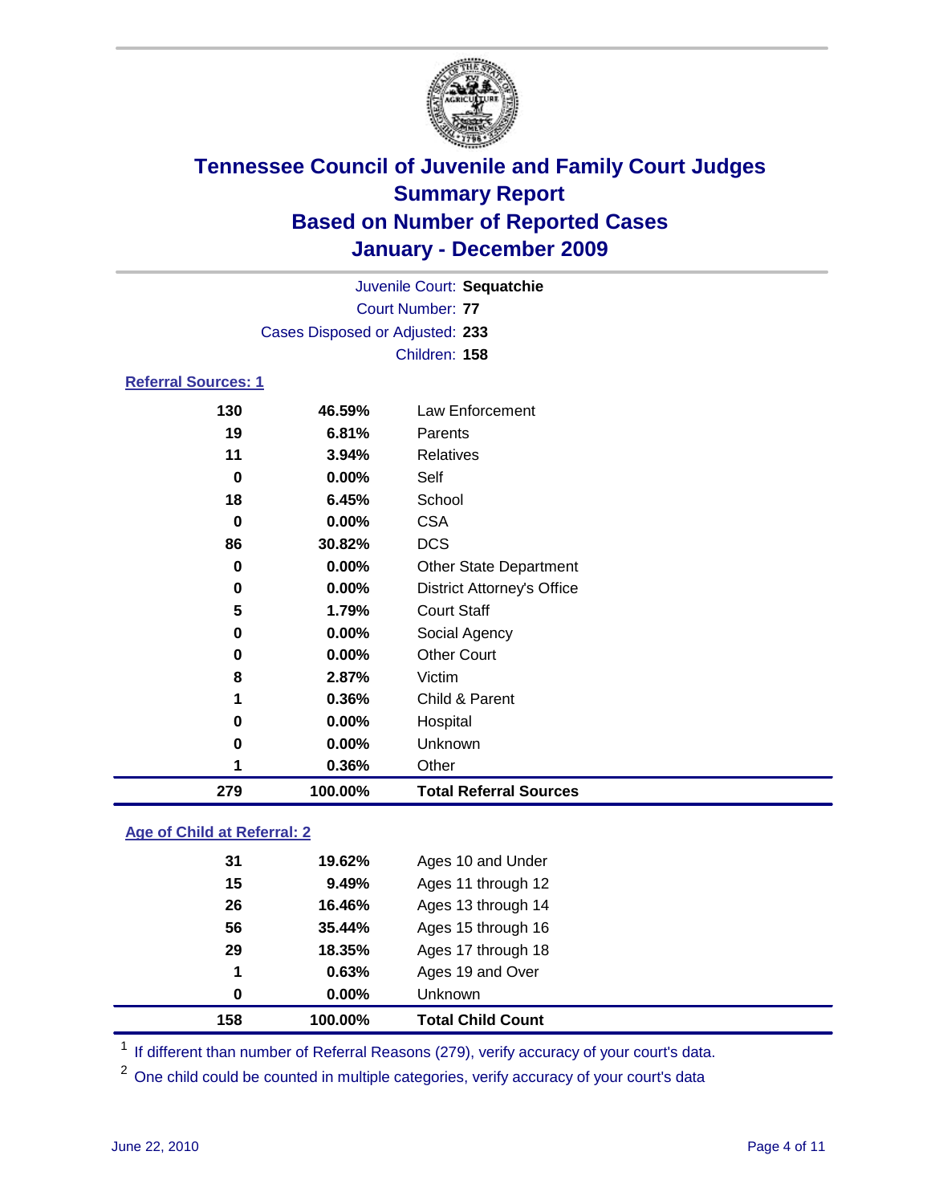# Tennessee Council of Juvenile and Family Court Judges
## Summary Report
## Based on Number of Reported Cases
## January - December 2009

Juvenile Court: **Sequatchie**
Court Number: **77**
Cases Disposed or Adjusted: **233**
Children: **158**

### Referral Sources: 1

| | | |
|---|---|---|
| 130 | 46.59% | Law Enforcement |
| 19 | 6.81% | Parents |
| 11 | 3.94% | Relatives |
| 0 | 0.00% | Self |
| 18 | 6.45% | School |
| 0 | 0.00% | CSA |
| 86 | 30.82% | DCS |
| 0 | 0.00% | Other State Department |
| 0 | 0.00% | District Attorney's Office |
| 5 | 1.79% | Court Staff |
| 0 | 0.00% | Social Agency |
| 0 | 0.00% | Other Court |
| 8 | 2.87% | Victim |
| 1 | 0.36% | Child & Parent |
| 0 | 0.00% | Hospital |
| 0 | 0.00% | Unknown |
| 1 | 0.36% | Other |
| **279** | **100.00%** | **Total Referral Sources** |

### Age of Child at Referral: 2

| | | |
|---|---|---|
| 31 | 19.62% | Ages 10 and Under |
| 15 | 9.49% | Ages 11 through 12 |
| 26 | 16.46% | Ages 13 through 14 |
| 56 | 35.44% | Ages 15 through 16 |
| 29 | 18.35% | Ages 17 through 18 |
| 1 | 0.63% | Ages 19 and Over |
| 0 | 0.00% | Unknown |
| **158** | **100.00%** | **Total Child Count** |

[1] If different than number of Referral Reasons (279), verify accuracy of your court's data.

[2] One child could be counted in multiple categories, verify accuracy of your court's data

June 22, 2010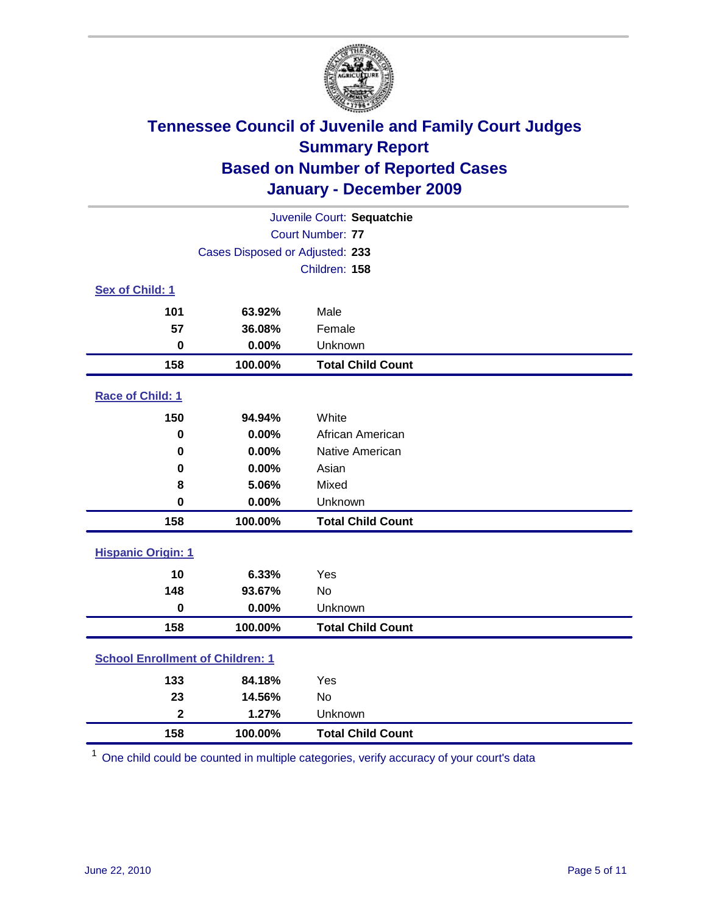# Tennessee Council of Juvenile and Family Court Judges
## Summary Report
## Based on Number of Reported Cases
## January - December 2009

Juvenile Court: **Sequatchie**
Court Number: **77**
Cases Disposed or Adjusted: **233**
Children: **158**

### Sex of Child: 1

| | | |
|---|---|---|
| 101 | 63.92% | Male |
| 57 | 36.08% | Female |
| 0 | 0.00% | Unknown |
| **158** | **100.00%** | **Total Child Count** |

### Race of Child: 1

| | | |
|---|---|---|
| 150 | 94.94% | White |
| 0 | 0.00% | African American |
| 0 | 0.00% | Native American |
| 0 | 0.00% | Asian |
| 8 | 5.06% | Mixed |
| 0 | 0.00% | Unknown |
| **158** | **100.00%** | **Total Child Count** |

### Hispanic Origin: 1

| | | |
|---|---|---|
| 10 | 6.33% | Yes |
| 148 | 93.67% | No |
| 0 | 0.00% | Unknown |
| **158** | **100.00%** | **Total Child Count** |

### School Enrollment of Children: 1

| | | |
|---|---|---|
| 133 | 84.18% | Yes |
| 23 | 14.56% | No |
| 2 | 1.27% | Unknown |
| **158** | **100.00%** | **Total Child Count** |

[1] One child could be counted in multiple categories, verify accuracy of your court's data

June 22, 2010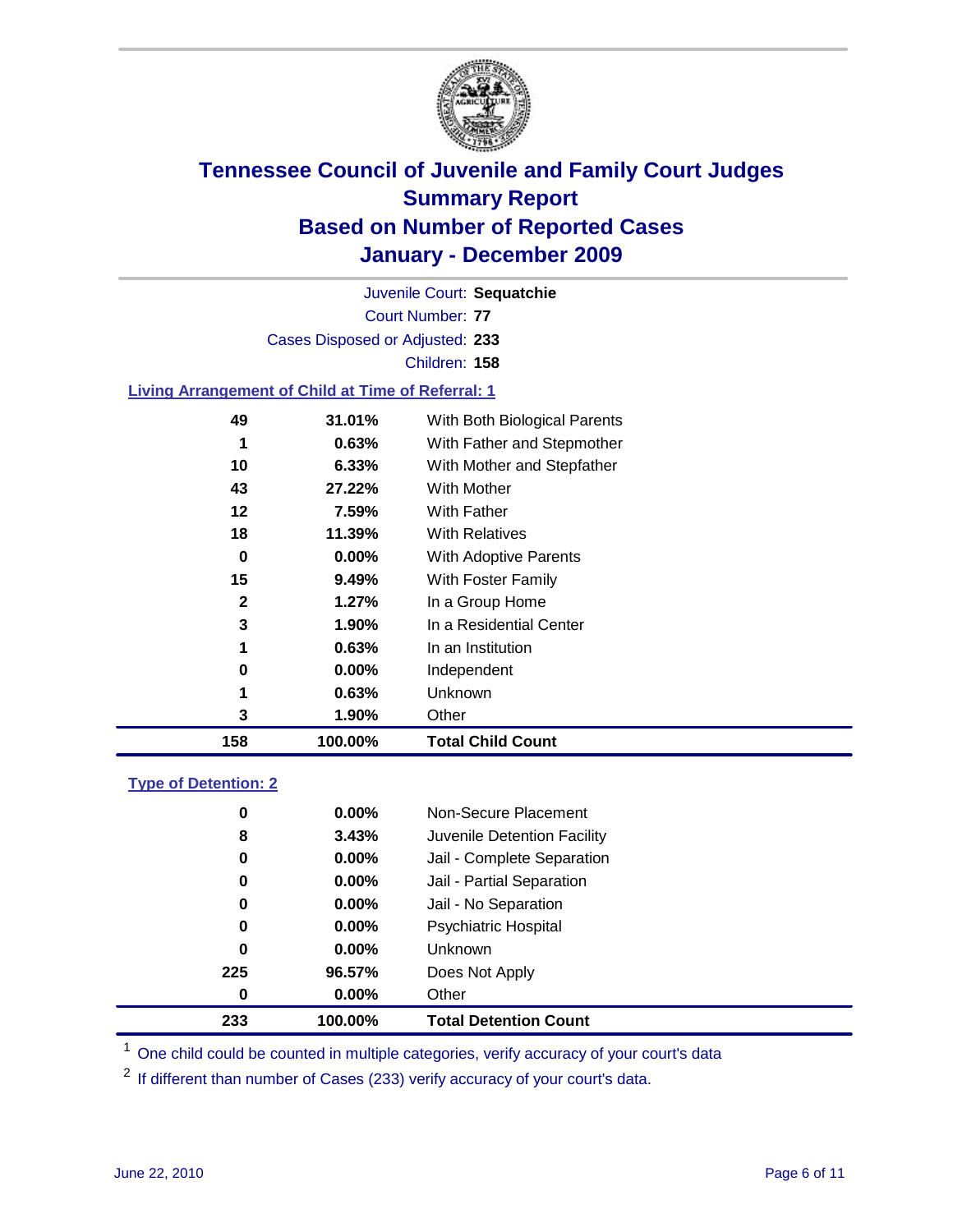# Tennessee Council of Juvenile and Family Court Judges
## Summary Report
## Based on Number of Reported Cases
## January - December 2009

Juvenile Court: **Sequatchie**

Court Number: **77**

Cases Disposed or Adjusted: **233**

Children: **158**

### Living Arrangement of Child at Time of Referral: 1

| | | |
|---|---|---|
| 49 | 31.01% | With Both Biological Parents |
| 1 | 0.63% | With Father and Stepmother |
| 10 | 6.33% | With Mother and Stepfather |
| 43 | 27.22% | With Mother |
| 12 | 7.59% | With Father |
| 18 | 11.39% | With Relatives |
| 0 | 0.00% | With Adoptive Parents |
| 15 | 9.49% | With Foster Family |
| 2 | 1.27% | In a Group Home |
| 3 | 1.90% | In a Residential Center |
| 1 | 0.63% | In an Institution |
| 0 | 0.00% | Independent |
| 1 | 0.63% | Unknown |
| 3 | 1.90% | Other |
| **158** | **100.00%** | **Total Child Count** |

### Type of Detention: 2

| | | |
|---|---|---|
| 0 | 0.00% | Non-Secure Placement |
| 8 | 3.43% | Juvenile Detention Facility |
| 0 | 0.00% | Jail - Complete Separation |
| 0 | 0.00% | Jail - Partial Separation |
| 0 | 0.00% | Jail - No Separation |
| 0 | 0.00% | Psychiatric Hospital |
| 0 | 0.00% | Unknown |
| 225 | 96.57% | Does Not Apply |
| 0 | 0.00% | Other |
| **233** | **100.00%** | **Total Detention Count** |

[1] One child could be counted in multiple categories, verify accuracy of your court's data

[2] If different than number of Cases (233) verify accuracy of your court's data.

June 22, 2010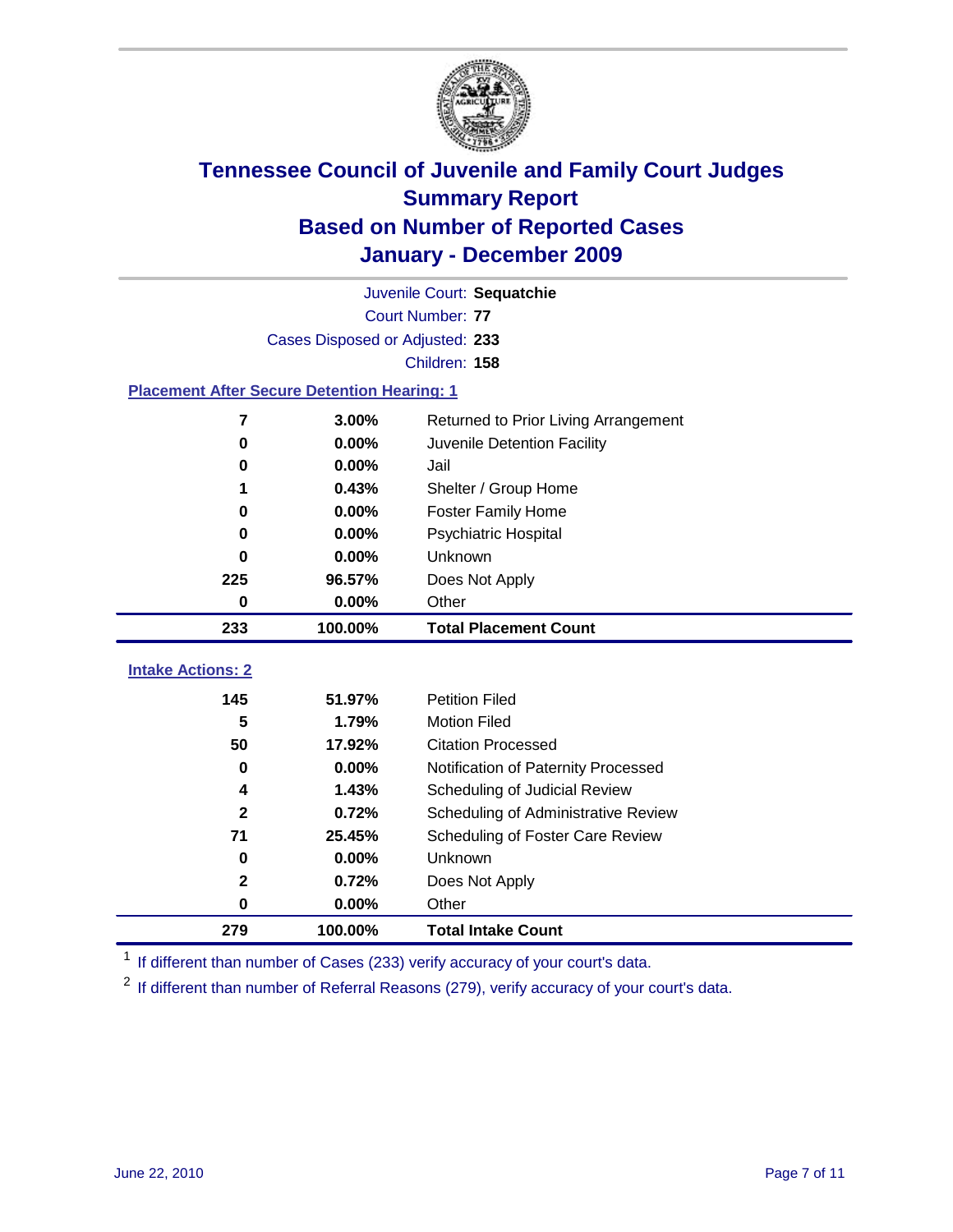# Tennessee Council of Juvenile and Family Court Judges
## Summary Report
## Based on Number of Reported Cases
## January - December 2009

Juvenile Court: **Sequatchie**

Court Number: **77**

Cases Disposed or Adjusted: **233**

Children: **158**

### Placement After Secure Detention Hearing: 1

| | | |
|---|---|---|
| 7 | 3.00% | Returned to Prior Living Arrangement |
| 0 | 0.00% | Juvenile Detention Facility |
| 0 | 0.00% | Jail |
| 1 | 0.43% | Shelter / Group Home |
| 0 | 0.00% | Foster Family Home |
| 0 | 0.00% | Psychiatric Hospital |
| 0 | 0.00% | Unknown |
| 225 | 96.57% | Does Not Apply |
| 0 | 0.00% | Other |
| **233** | **100.00%** | **Total Placement Count** |

### Intake Actions: 2

| | | |
|---|---|---|
| 145 | 51.97% | Petition Filed |
| 5 | 1.79% | Motion Filed |
| 50 | 17.92% | Citation Processed |
| 0 | 0.00% | Notification of Paternity Processed |
| 4 | 1.43% | Scheduling of Judicial Review |
| 2 | 0.72% | Scheduling of Administrative Review |
| 71 | 25.45% | Scheduling of Foster Care Review |
| 0 | 0.00% | Unknown |
| 2 | 0.72% | Does Not Apply |
| 0 | 0.00% | Other |
| **279** | **100.00%** | **Total Intake Count** |

[1] If different than number of Cases (233) verify accuracy of your court's data.

[2] If different than number of Referral Reasons (279), verify accuracy of your court's data.

June 22, 2010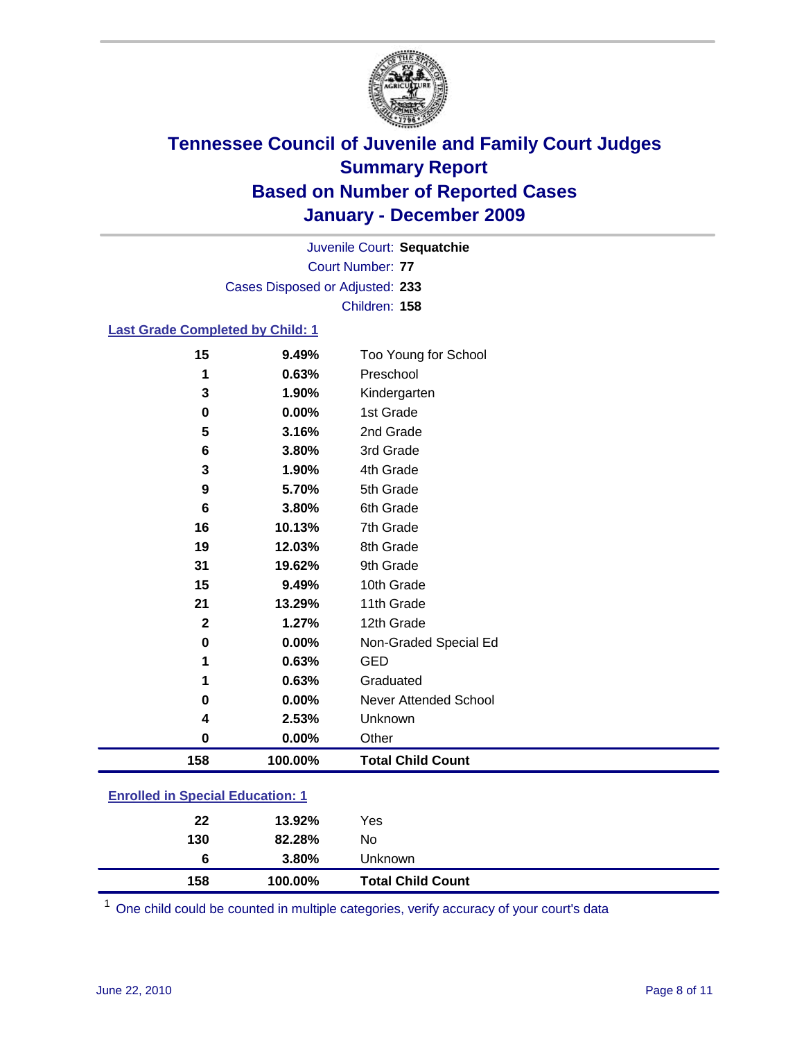# Tennessee Council of Juvenile and Family Court Judges
## Summary Report
## Based on Number of Reported Cases
## January - December 2009

Juvenile Court: **Sequatchie**
Court Number: **77**
Cases Disposed or Adjusted: **233**
Children: **158**

### Last Grade Completed by Child: 1

| | | |
|---|---|---|
| 15 | 9.49% | Too Young for School |
| 1 | 0.63% | Preschool |
| 3 | 1.90% | Kindergarten |
| 0 | 0.00% | 1st Grade |
| 5 | 3.16% | 2nd Grade |
| 6 | 3.80% | 3rd Grade |
| 3 | 1.90% | 4th Grade |
| 9 | 5.70% | 5th Grade |
| 6 | 3.80% | 6th Grade |
| 16 | 10.13% | 7th Grade |
| 19 | 12.03% | 8th Grade |
| 31 | 19.62% | 9th Grade |
| 15 | 9.49% | 10th Grade |
| 21 | 13.29% | 11th Grade |
| 2 | 1.27% | 12th Grade |
| 0 | 0.00% | Non-Graded Special Ed |
| 1 | 0.63% | GED |
| 1 | 0.63% | Graduated |
| 0 | 0.00% | Never Attended School |
| 4 | 2.53% | Unknown |
| 0 | 0.00% | Other |
| **158** | **100.00%** | **Total Child Count** |

### Enrolled in Special Education: 1

| | | |
|---|---|---|
| 22 | 13.92% | Yes |
| 130 | 82.28% | No |
| 6 | 3.80% | Unknown |
| **158** | **100.00%** | **Total Child Count** |

[1] One child could be counted in multiple categories, verify accuracy of your court's data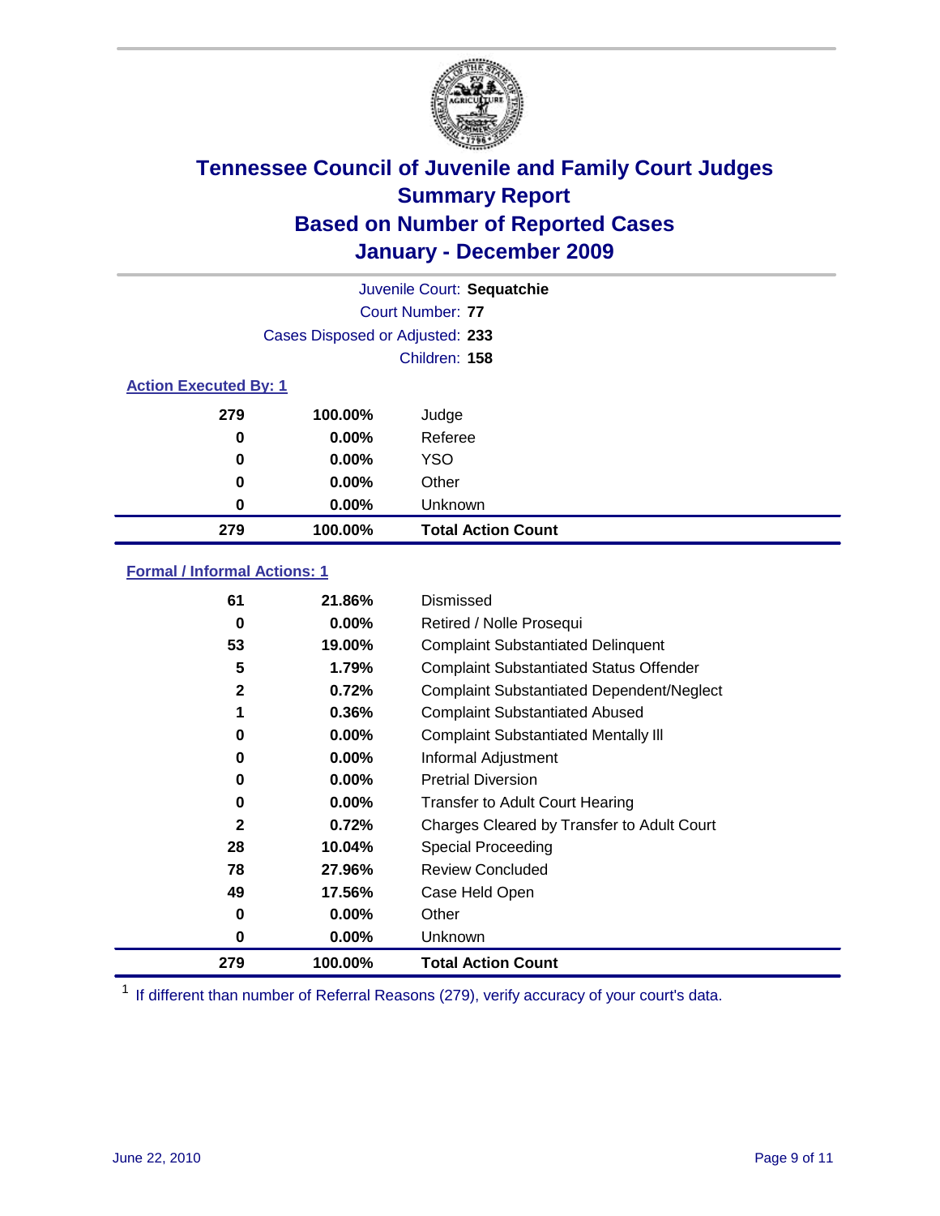# Tennessee Council of Juvenile and Family Court Judges
## Summary Report
## Based on Number of Reported Cases
## January - December 2009

Juvenile Court: **Sequatchie**

Court Number: **77**

Cases Disposed or Adjusted: **233**

Children: **158**

### Action Executed By: 1

| | | |
|---|---|---|
| 279 | 100.00% | Judge |
| 0 | 0.00% | Referee |
| 0 | 0.00% | YSO |
| 0 | 0.00% | Other |
| 0 | 0.00% | Unknown |
| **279** | **100.00%** | **Total Action Count** |

### Formal / Informal Actions: 1

| | | |
|---|---|---|
| 61 | 21.86% | Dismissed |
| 0 | 0.00% | Retired / Nolle Prosequi |
| 53 | 19.00% | Complaint Substantiated Delinquent |
| 5 | 1.79% | Complaint Substantiated Status Offender |
| 2 | 0.72% | Complaint Substantiated Dependent/Neglect |
| 1 | 0.36% | Complaint Substantiated Abused |
| 0 | 0.00% | Complaint Substantiated Mentally Ill |
| 0 | 0.00% | Informal Adjustment |
| 0 | 0.00% | Pretrial Diversion |
| 0 | 0.00% | Transfer to Adult Court Hearing |
| 2 | 0.72% | Charges Cleared by Transfer to Adult Court |
| 28 | 10.04% | Special Proceeding |
| 78 | 27.96% | Review Concluded |
| 49 | 17.56% | Case Held Open |
| 0 | 0.00% | Other |
| 0 | 0.00% | Unknown |
| **279** | **100.00%** | **Total Action Count** |

[1] If different than number of Referral Reasons (279), verify accuracy of your court's data.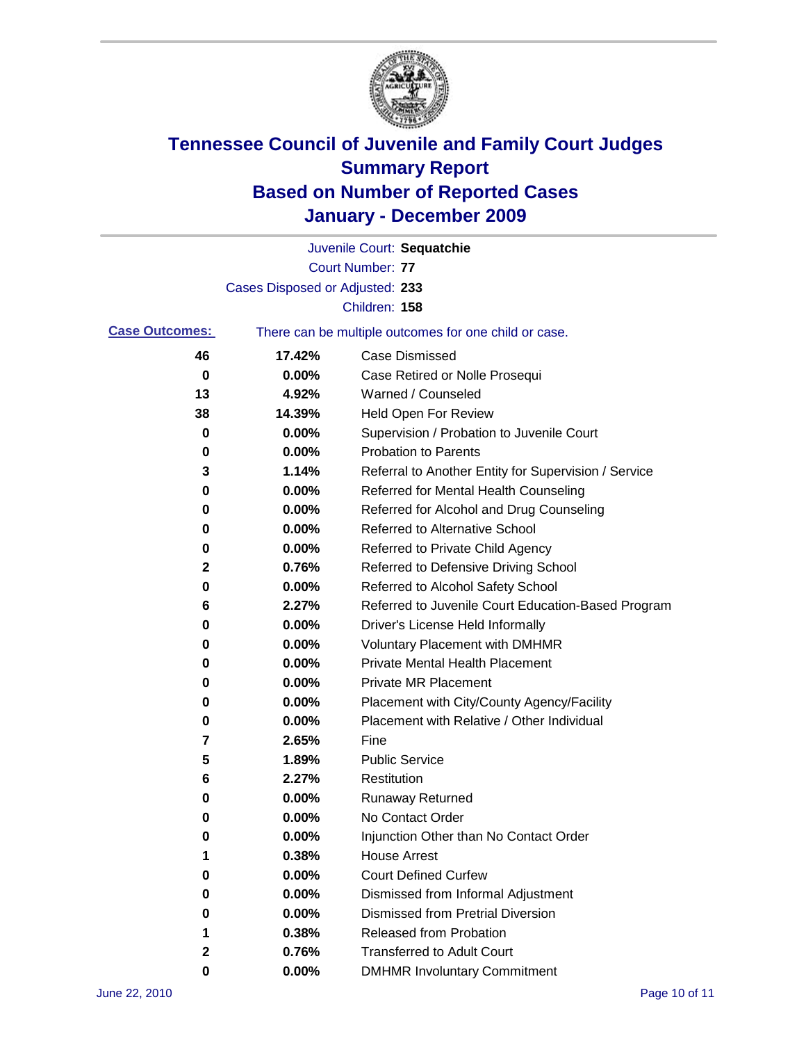# Tennessee Council of Juvenile and Family Court Judges
# Summary Report
# Based on Number of Reported Cases
# January - December 2009

Juvenile Court: **Sequatchie**

Court Number: **77**

Cases Disposed or Adjusted: **233**

Children: **158**

**Case Outcomes:** There can be multiple outcomes for one child or case.

| | | |
|---|---|---|
| **46** | **17.42%** | Case Dismissed |
| **0** | **0.00%** | Case Retired or Nolle Prosequi |
| **13** | **4.92%** | Warned / Counseled |
| **38** | **14.39%** | Held Open For Review |
| **0** | **0.00%** | Supervision / Probation to Juvenile Court |
| **0** | **0.00%** | Probation to Parents |
| **3** | **1.14%** | Referral to Another Entity for Supervision / Service |
| **0** | **0.00%** | Referred for Mental Health Counseling |
| **0** | **0.00%** | Referred for Alcohol and Drug Counseling |
| **0** | **0.00%** | Referred to Alternative School |
| **0** | **0.00%** | Referred to Private Child Agency |
| **2** | **0.76%** | Referred to Defensive Driving School |
| **0** | **0.00%** | Referred to Alcohol Safety School |
| **6** | **2.27%** | Referred to Juvenile Court Education-Based Program |
| **0** | **0.00%** | Driver's License Held Informally |
| **0** | **0.00%** | Voluntary Placement with DMHMR |
| **0** | **0.00%** | Private Mental Health Placement |
| **0** | **0.00%** | Private MR Placement |
| **0** | **0.00%** | Placement with City/County Agency/Facility |
| **0** | **0.00%** | Placement with Relative / Other Individual |
| **7** | **2.65%** | Fine |
| **5** | **1.89%** | Public Service |
| **6** | **2.27%** | Restitution |
| **0** | **0.00%** | Runaway Returned |
| **0** | **0.00%** | No Contact Order |
| **0** | **0.00%** | Injunction Other than No Contact Order |
| **1** | **0.38%** | House Arrest |
| **0** | **0.00%** | Court Defined Curfew |
| **0** | **0.00%** | Dismissed from Informal Adjustment |
| **0** | **0.00%** | Dismissed from Pretrial Diversion |
| **1** | **0.38%** | Released from Probation |
| **2** | **0.76%** | Transferred to Adult Court |
| **0** | **0.00%** | DMHMR Involuntary Commitment |

June 22, 2010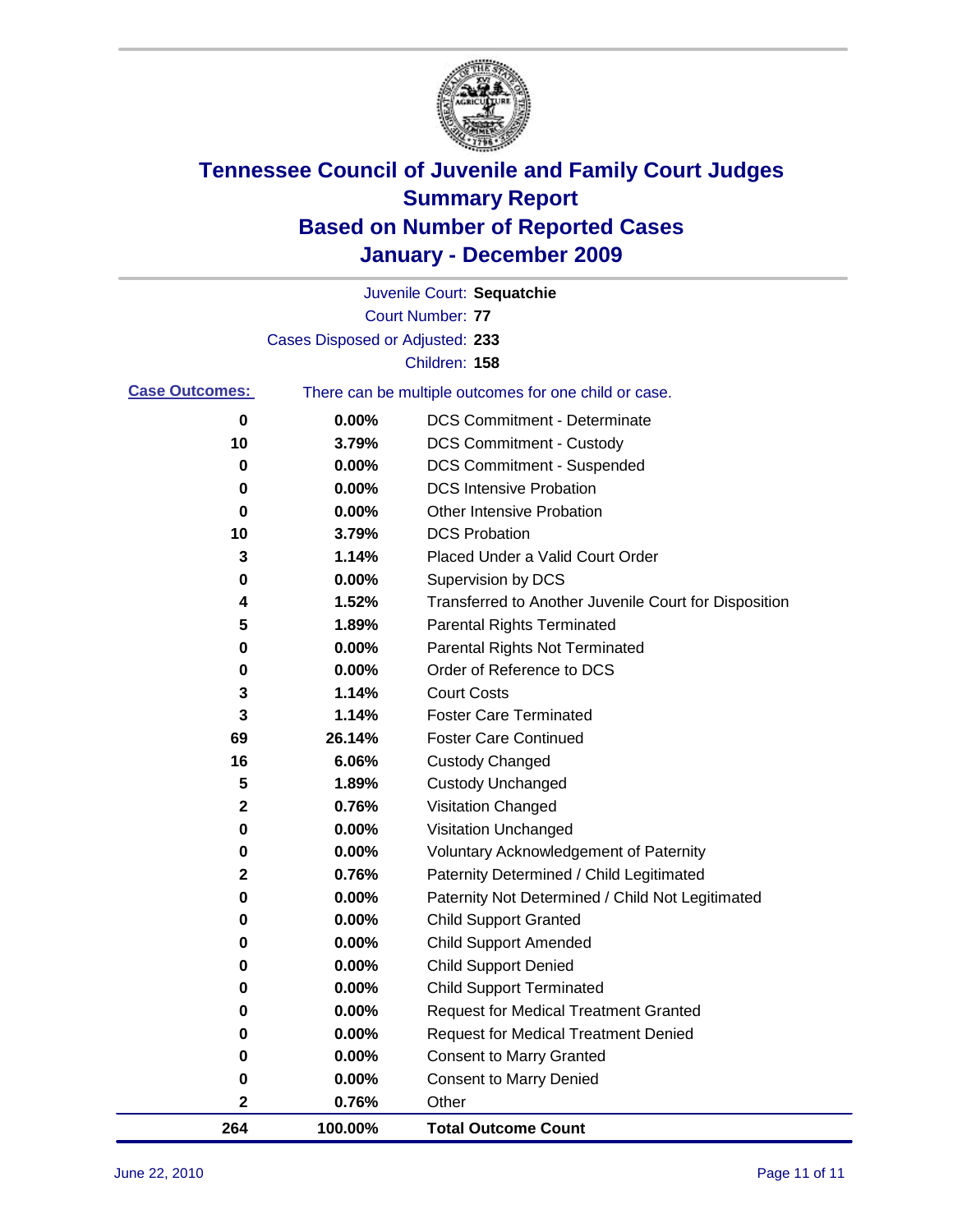# Tennessee Council of Juvenile and Family Court Judges
## Summary Report
## Based on Number of Reported Cases
## January - December 2009

Juvenile Court: **Sequatchie**

Court Number: **77**

Cases Disposed or Adjusted: **233**

Children: **158**

**Case Outcomes:** There can be multiple outcomes for one child or case.

| | | |
|---|---|---|
| 0 | 0.00% | DCS Commitment - Determinate |
| 10 | 3.79% | DCS Commitment - Custody |
| 0 | 0.00% | DCS Commitment - Suspended |
| 0 | 0.00% | DCS Intensive Probation |
| 0 | 0.00% | Other Intensive Probation |
| 10 | 3.79% | DCS Probation |
| 3 | 1.14% | Placed Under a Valid Court Order |
| 0 | 0.00% | Supervision by DCS |
| 4 | 1.52% | Transferred to Another Juvenile Court for Disposition |
| 5 | 1.89% | Parental Rights Terminated |
| 0 | 0.00% | Parental Rights Not Terminated |
| 0 | 0.00% | Order of Reference to DCS |
| 3 | 1.14% | Court Costs |
| 3 | 1.14% | Foster Care Terminated |
| 69 | 26.14% | Foster Care Continued |
| 16 | 6.06% | Custody Changed |
| 5 | 1.89% | Custody Unchanged |
| 2 | 0.76% | Visitation Changed |
| 0 | 0.00% | Visitation Unchanged |
| 0 | 0.00% | Voluntary Acknowledgement of Paternity |
| 2 | 0.76% | Paternity Determined / Child Legitimated |
| 0 | 0.00% | Paternity Not Determined / Child Not Legitimated |
| 0 | 0.00% | Child Support Granted |
| 0 | 0.00% | Child Support Amended |
| 0 | 0.00% | Child Support Denied |
| 0 | 0.00% | Child Support Terminated |
| 0 | 0.00% | Request for Medical Treatment Granted |
| 0 | 0.00% | Request for Medical Treatment Denied |
| 0 | 0.00% | Consent to Marry Granted |
| 0 | 0.00% | Consent to Marry Denied |
| 2 | 0.76% | Other |
| **264** | **100.00%** | **Total Outcome Count** |

June 22, 2010